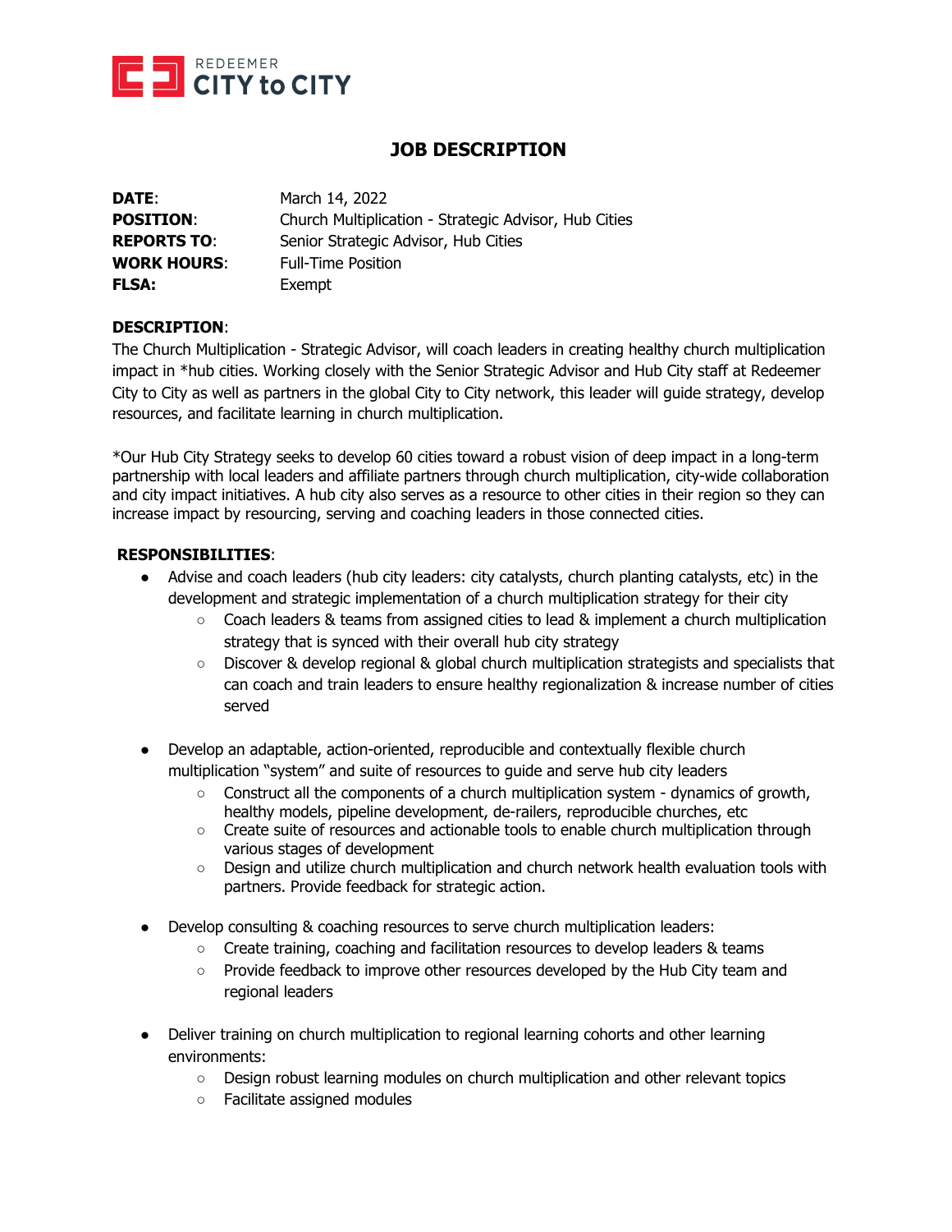REDEEMER
CITY to CITY

# JOB DESCRIPTION

**DATE**: March 14, 2022
**POSITION**: Church Multiplication - Strategic Advisor, Hub Cities
**REPORTS TO**: Senior Strategic Advisor, Hub Cities
**WORK HOURS**: Full-Time Position
**FLSA:** Exempt

**DESCRIPTION**:
The Church Multiplication - Strategic Advisor, will coach leaders in creating healthy church multiplication impact in *hub cities. Working closely with the Senior Strategic Advisor and Hub City staff at Redeemer City to City as well as partners in the global City to City network, this leader will guide strategy, develop resources, and facilitate learning in church multiplication.

*Our Hub City Strategy seeks to develop 60 cities toward a robust vision of deep impact in a long-term partnership with local leaders and affiliate partners through church multiplication, city-wide collaboration and city impact initiatives. A hub city also serves as a resource to other cities in their region so they can increase impact by resourcing, serving and coaching leaders in those connected cities.

**RESPONSIBILITIES**:

- Advise and coach leaders (hub city leaders: city catalysts, church planting catalysts, etc) in the development and strategic implementation of a church multiplication strategy for their city
  - Coach leaders & teams from assigned cities to lead & implement a church multiplication strategy that is synced with their overall hub city strategy
  - Discover & develop regional & global church multiplication strategists and specialists that can coach and train leaders to ensure healthy regionalization & increase number of cities served

- Develop an adaptable, action-oriented, reproducible and contextually flexible church multiplication "system" and suite of resources to guide and serve hub city leaders
  - Construct all the components of a church multiplication system - dynamics of growth, healthy models, pipeline development, de-railers, reproducible churches, etc
  - Create suite of resources and actionable tools to enable church multiplication through various stages of development
  - Design and utilize church multiplication and church network health evaluation tools with partners. Provide feedback for strategic action.

- Develop consulting & coaching resources to serve church multiplication leaders:
  - Create training, coaching and facilitation resources to develop leaders & teams
  - Provide feedback to improve other resources developed by the Hub City team and regional leaders

- Deliver training on church multiplication to regional learning cohorts and other learning environments:
  - Design robust learning modules on church multiplication and other relevant topics
  - Facilitate assigned modules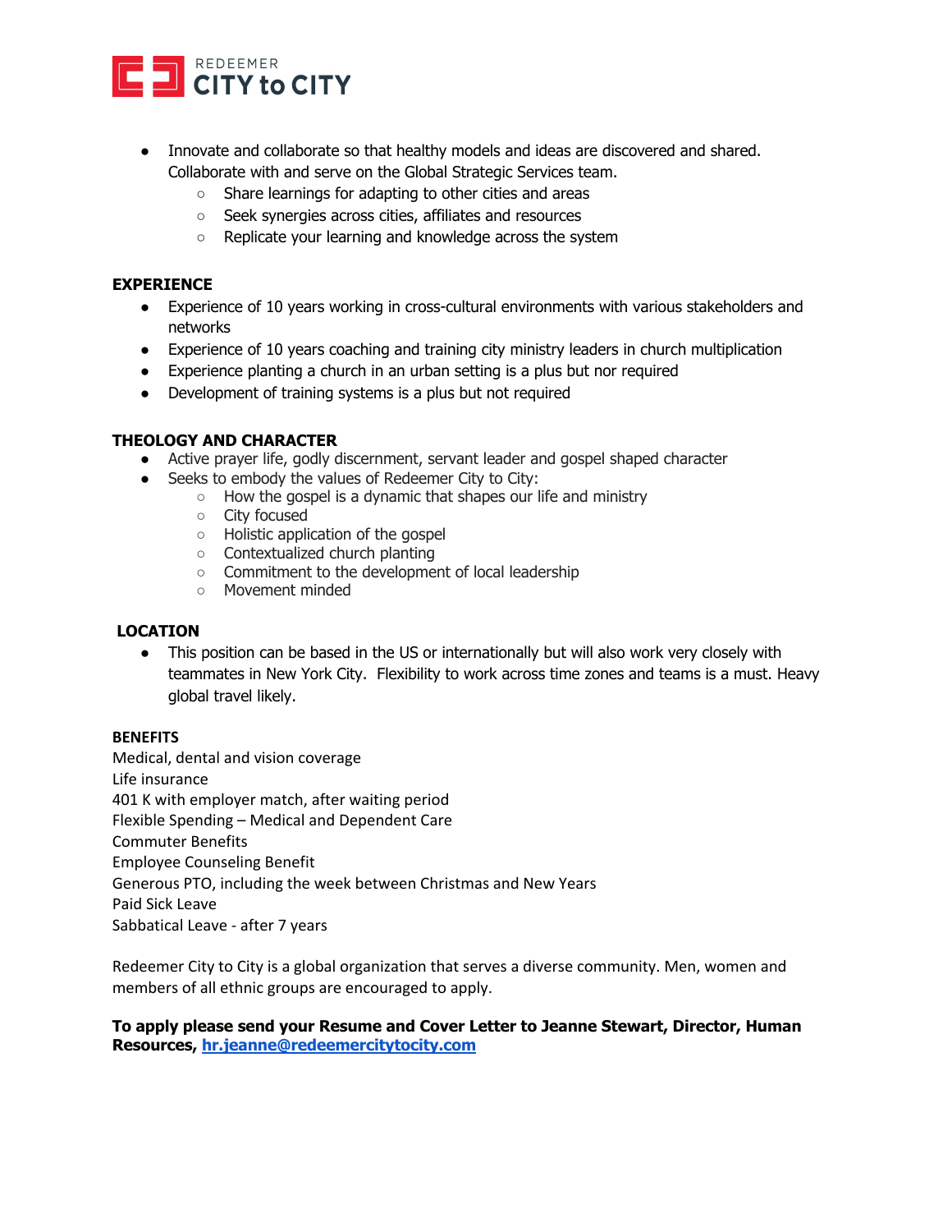- Innovate and collaborate so that healthy models and ideas are discovered and shared. Collaborate with and serve on the Global Strategic Services team.
    - Share learnings for adapting to other cities and areas
    - Seek synergies across cities, affiliates and resources
    - Replicate your learning and knowledge across the system

**EXPERIENCE**

- Experience of 10 years working in cross-cultural environments with various stakeholders and networks
- Experience of 10 years coaching and training city ministry leaders in church multiplication
- Experience planting a church in an urban setting is a plus but nor required
- Development of training systems is a plus but not required

**THEOLOGY AND CHARACTER**

- Active prayer life, godly discernment, servant leader and gospel shaped character
- Seeks to embody the values of Redeemer City to City:
    - How the gospel is a dynamic that shapes our life and ministry
    - City focused
    - Holistic application of the gospel
    - Contextualized church planting
    - Commitment to the development of local leadership
    - Movement minded

**LOCATION**

- This position can be based in the US or internationally but will also work very closely with teammates in New York City. Flexibility to work across time zones and teams is a must. Heavy global travel likely.

**BENEFITS**

Medical, dental and vision coverage
Life insurance
401 K with employer match, after waiting period
Flexible Spending – Medical and Dependent Care
Commuter Benefits
Employee Counseling Benefit
Generous PTO, including the week between Christmas and New Years
Paid Sick Leave
Sabbatical Leave - after 7 years

Redeemer City to City is a global organization that serves a diverse community. Men, women and members of all ethnic groups are encouraged to apply.

**To apply please send your Resume and Cover Letter to Jeanne Stewart, Director, Human Resources, [hr.jeanne@redeemercitytocity.com](mailto:hr.jeanne@redeemercitytocity.com)**